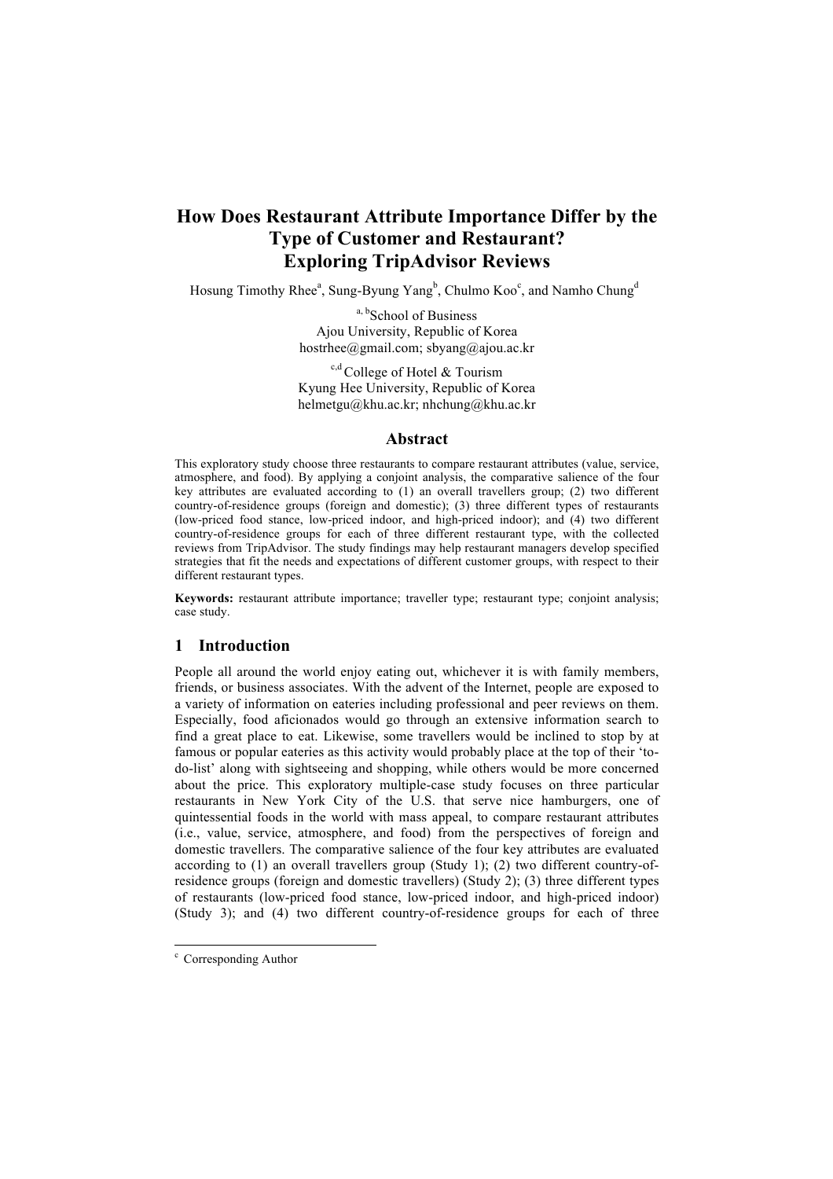# How Does Restaurant Attribute Importance Differ by the Type of Customer and Restaurant? Exploring TripAdvisor Reviews

Hosung Timothy Rhee[a], Sung-Byung Yang[b], Chulmo Koo[c], and Namho Chung[d]

[a, b]School of Business
Ajou University, Republic of Korea
hostrhee@gmail.com; sbyang@ajou.ac.kr

[c,d]College of Hotel & Tourism
Kyung Hee University, Republic of Korea
helmetgu@khu.ac.kr; nhchung@khu.ac.kr

## Abstract

This exploratory study choose three restaurants to compare restaurant attributes (value, service, atmosphere, and food). By applying a conjoint analysis, the comparative salience of the four key attributes are evaluated according to (1) an overall travellers group; (2) two different country-of-residence groups (foreign and domestic); (3) three different types of restaurants (low-priced food stance, low-priced indoor, and high-priced indoor); and (4) two different country-of-residence groups for each of three different restaurant type, with the collected reviews from TripAdvisor. The study findings may help restaurant managers develop specified strategies that fit the needs and expectations of different customer groups, with respect to their different restaurant types.

**Keywords:** restaurant attribute importance; traveller type; restaurant type; conjoint analysis; case study.

## 1 Introduction

People all around the world enjoy eating out, whichever it is with family members, friends, or business associates. With the advent of the Internet, people are exposed to a variety of information on eateries including professional and peer reviews on them. Especially, food aficionados would go through an extensive information search to find a great place to eat. Likewise, some travellers would be inclined to stop by at famous or popular eateries as this activity would probably place at the top of their 'to-do-list' along with sightseeing and shopping, while others would be more concerned about the price. This exploratory multiple-case study focuses on three particular restaurants in New York City of the U.S. that serve nice hamburgers, one of quintessential foods in the world with mass appeal, to compare restaurant attributes (i.e., value, service, atmosphere, and food) from the perspectives of foreign and domestic travellers. The comparative salience of the four key attributes are evaluated according to (1) an overall travellers group (Study 1); (2) two different country-of-residence groups (foreign and domestic travellers) (Study 2); (3) three different types of restaurants (low-priced food stance, low-priced indoor, and high-priced indoor) (Study 3); and (4) two different country-of-residence groups for each of three

---

[c] Corresponding Author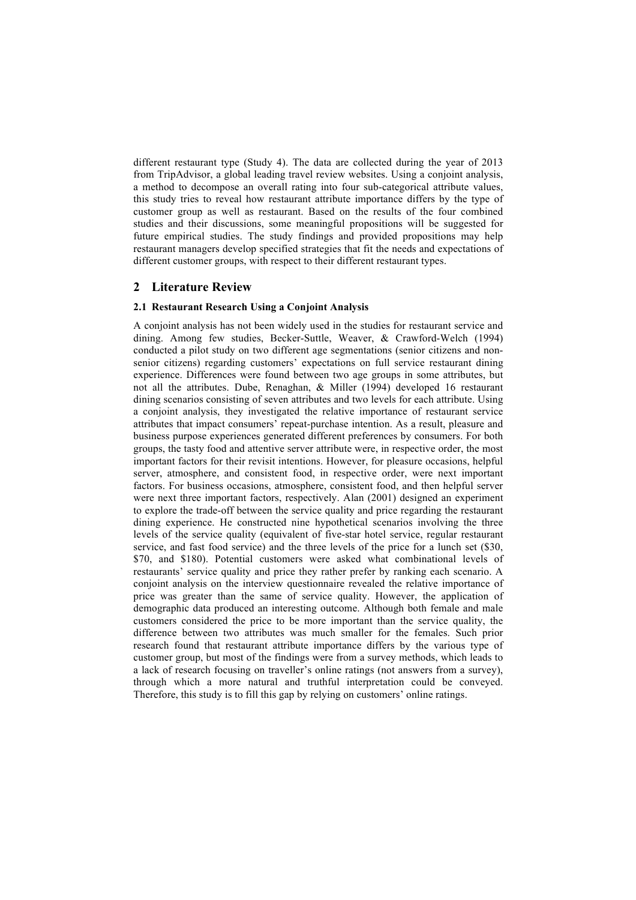different restaurant type (Study 4). The data are collected during the year of 2013 from TripAdvisor, a global leading travel review websites. Using a conjoint analysis, a method to decompose an overall rating into four sub-categorical attribute values, this study tries to reveal how restaurant attribute importance differs by the type of customer group as well as restaurant. Based on the results of the four combined studies and their discussions, some meaningful propositions will be suggested for future empirical studies. The study findings and provided propositions may help restaurant managers develop specified strategies that fit the needs and expectations of different customer groups, with respect to their different restaurant types.

## 2 Literature Review

### 2.1 Restaurant Research Using a Conjoint Analysis

A conjoint analysis has not been widely used in the studies for restaurant service and dining. Among few studies, Becker-Suttle, Weaver, & Crawford-Welch (1994) conducted a pilot study on two different age segmentations (senior citizens and non-senior citizens) regarding customers' expectations on full service restaurant dining experience. Differences were found between two age groups in some attributes, but not all the attributes. Dube, Renaghan, & Miller (1994) developed 16 restaurant dining scenarios consisting of seven attributes and two levels for each attribute. Using a conjoint analysis, they investigated the relative importance of restaurant service attributes that impact consumers' repeat-purchase intention. As a result, pleasure and business purpose experiences generated different preferences by consumers. For both groups, the tasty food and attentive server attribute were, in respective order, the most important factors for their revisit intentions. However, for pleasure occasions, helpful server, atmosphere, and consistent food, in respective order, were next important factors. For business occasions, atmosphere, consistent food, and then helpful server were next three important factors, respectively. Alan (2001) designed an experiment to explore the trade-off between the service quality and price regarding the restaurant dining experience. He constructed nine hypothetical scenarios involving the three levels of the service quality (equivalent of five-star hotel service, regular restaurant service, and fast food service) and the three levels of the price for a lunch set ($30, $70, and $180). Potential customers were asked what combinational levels of restaurants' service quality and price they rather prefer by ranking each scenario. A conjoint analysis on the interview questionnaire revealed the relative importance of price was greater than the same of service quality. However, the application of demographic data produced an interesting outcome. Although both female and male customers considered the price to be more important than the service quality, the difference between two attributes was much smaller for the females. Such prior research found that restaurant attribute importance differs by the various type of customer group, but most of the findings were from a survey methods, which leads to a lack of research focusing on traveller's online ratings (not answers from a survey), through which a more natural and truthful interpretation could be conveyed. Therefore, this study is to fill this gap by relying on customers' online ratings.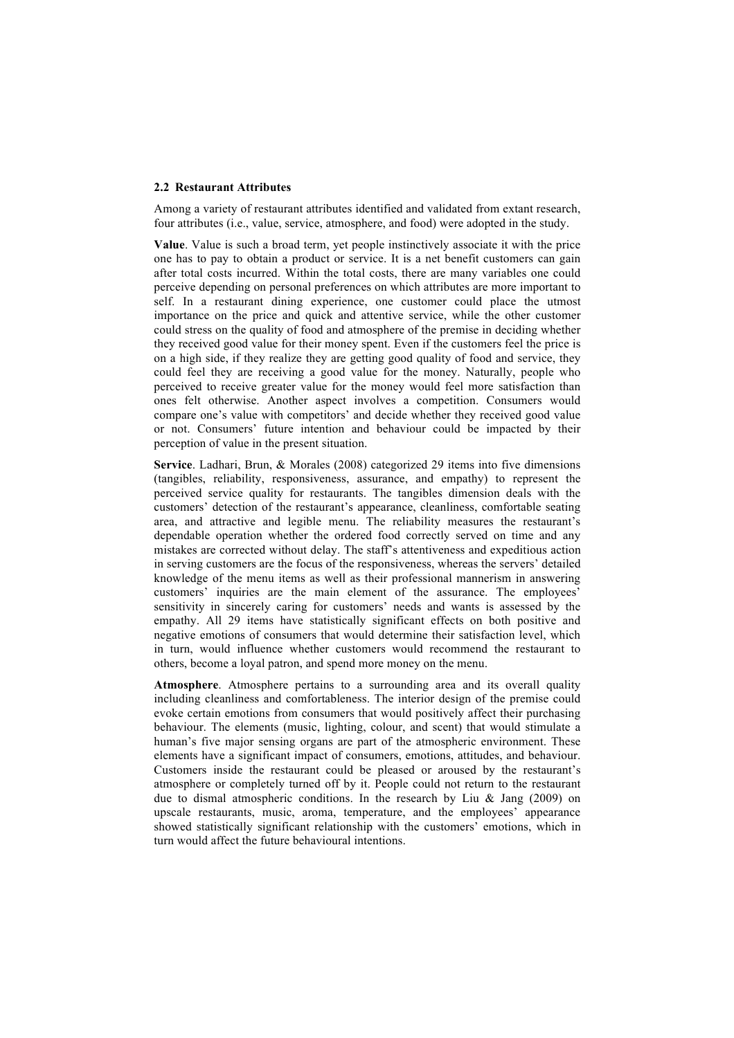## 2.2 Restaurant Attributes

Among a variety of restaurant attributes identified and validated from extant research, four attributes (i.e., value, service, atmosphere, and food) were adopted in the study.

**Value**. Value is such a broad term, yet people instinctively associate it with the price one has to pay to obtain a product or service. It is a net benefit customers can gain after total costs incurred. Within the total costs, there are many variables one could perceive depending on personal preferences on which attributes are more important to self. In a restaurant dining experience, one customer could place the utmost importance on the price and quick and attentive service, while the other customer could stress on the quality of food and atmosphere of the premise in deciding whether they received good value for their money spent. Even if the customers feel the price is on a high side, if they realize they are getting good quality of food and service, they could feel they are receiving a good value for the money. Naturally, people who perceived to receive greater value for the money would feel more satisfaction than ones felt otherwise. Another aspect involves a competition. Consumers would compare one's value with competitors' and decide whether they received good value or not. Consumers' future intention and behaviour could be impacted by their perception of value in the present situation.

**Service**. Ladhari, Brun, & Morales (2008) categorized 29 items into five dimensions (tangibles, reliability, responsiveness, assurance, and empathy) to represent the perceived service quality for restaurants. The tangibles dimension deals with the customers' detection of the restaurant's appearance, cleanliness, comfortable seating area, and attractive and legible menu. The reliability measures the restaurant's dependable operation whether the ordered food correctly served on time and any mistakes are corrected without delay. The staff's attentiveness and expeditious action in serving customers are the focus of the responsiveness, whereas the servers' detailed knowledge of the menu items as well as their professional mannerism in answering customers' inquiries are the main element of the assurance. The employees' sensitivity in sincerely caring for customers' needs and wants is assessed by the empathy. All 29 items have statistically significant effects on both positive and negative emotions of consumers that would determine their satisfaction level, which in turn, would influence whether customers would recommend the restaurant to others, become a loyal patron, and spend more money on the menu.

**Atmosphere**. Atmosphere pertains to a surrounding area and its overall quality including cleanliness and comfortableness. The interior design of the premise could evoke certain emotions from consumers that would positively affect their purchasing behaviour. The elements (music, lighting, colour, and scent) that would stimulate a human's five major sensing organs are part of the atmospheric environment. These elements have a significant impact of consumers, emotions, attitudes, and behaviour. Customers inside the restaurant could be pleased or aroused by the restaurant's atmosphere or completely turned off by it. People could not return to the restaurant due to dismal atmospheric conditions. In the research by Liu & Jang (2009) on upscale restaurants, music, aroma, temperature, and the employees' appearance showed statistically significant relationship with the customers' emotions, which in turn would affect the future behavioural intentions.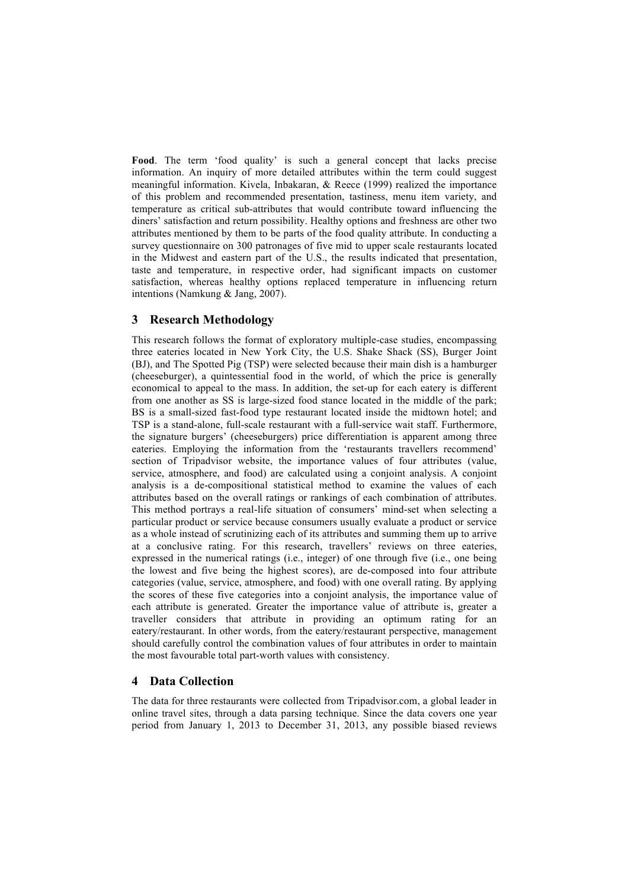**Food**. The term 'food quality' is such a general concept that lacks precise information. An inquiry of more detailed attributes within the term could suggest meaningful information. Kivela, Inbakaran, & Reece (1999) realized the importance of this problem and recommended presentation, tastiness, menu item variety, and temperature as critical sub-attributes that would contribute toward influencing the diners' satisfaction and return possibility. Healthy options and freshness are other two attributes mentioned by them to be parts of the food quality attribute. In conducting a survey questionnaire on 300 patronages of five mid to upper scale restaurants located in the Midwest and eastern part of the U.S., the results indicated that presentation, taste and temperature, in respective order, had significant impacts on customer satisfaction, whereas healthy options replaced temperature in influencing return intentions (Namkung & Jang, 2007).

## 3 Research Methodology

This research follows the format of exploratory multiple-case studies, encompassing three eateries located in New York City, the U.S. Shake Shack (SS), Burger Joint (BJ), and The Spotted Pig (TSP) were selected because their main dish is a hamburger (cheeseburger), a quintessential food in the world, of which the price is generally economical to appeal to the mass. In addition, the set-up for each eatery is different from one another as SS is large-sized food stance located in the middle of the park; BS is a small-sized fast-food type restaurant located inside the midtown hotel; and TSP is a stand-alone, full-scale restaurant with a full-service wait staff. Furthermore, the signature burgers' (cheeseburgers) price differentiation is apparent among three eateries. Employing the information from the 'restaurants travellers recommend' section of Tripadvisor website, the importance values of four attributes (value, service, atmosphere, and food) are calculated using a conjoint analysis. A conjoint analysis is a de-compositional statistical method to examine the values of each attributes based on the overall ratings or rankings of each combination of attributes. This method portrays a real-life situation of consumers' mind-set when selecting a particular product or service because consumers usually evaluate a product or service as a whole instead of scrutinizing each of its attributes and summing them up to arrive at a conclusive rating. For this research, travellers' reviews on three eateries, expressed in the numerical ratings (i.e., integer) of one through five (i.e., one being the lowest and five being the highest scores), are de-composed into four attribute categories (value, service, atmosphere, and food) with one overall rating. By applying the scores of these five categories into a conjoint analysis, the importance value of each attribute is generated. Greater the importance value of attribute is, greater a traveller considers that attribute in providing an optimum rating for an eatery/restaurant. In other words, from the eatery/restaurant perspective, management should carefully control the combination values of four attributes in order to maintain the most favourable total part-worth values with consistency.

## 4 Data Collection

The data for three restaurants were collected from Tripadvisor.com, a global leader in online travel sites, through a data parsing technique. Since the data covers one year period from January 1, 2013 to December 31, 2013, any possible biased reviews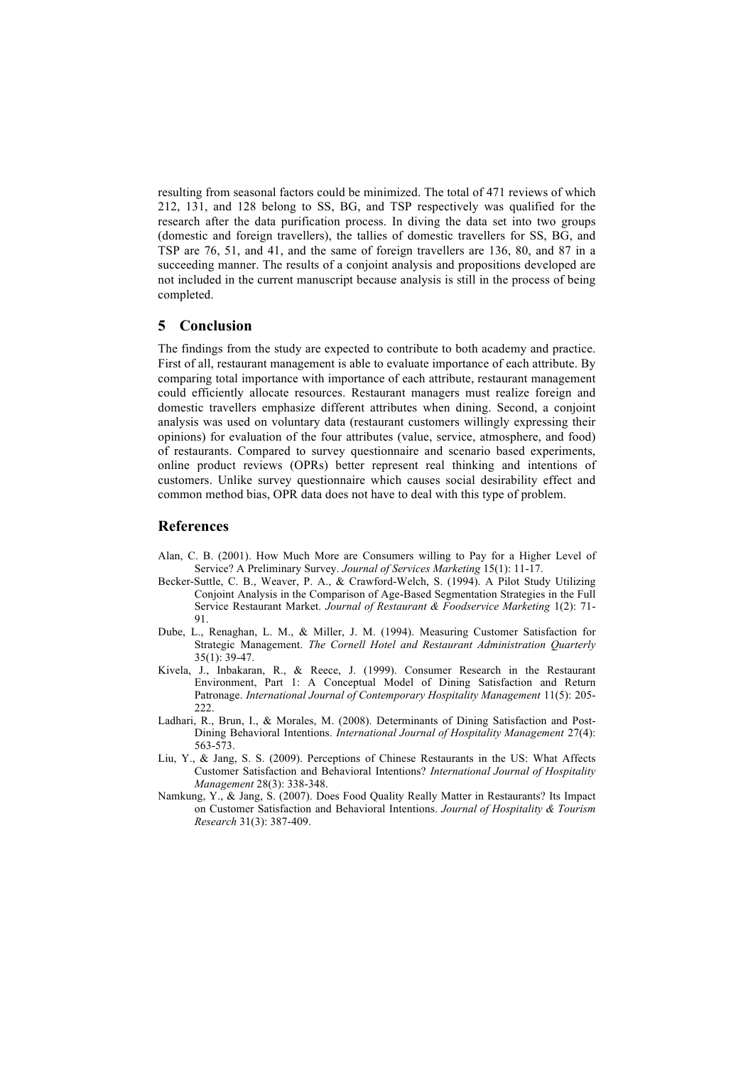resulting from seasonal factors could be minimized. The total of 471 reviews of which 212, 131, and 128 belong to SS, BG, and TSP respectively was qualified for the research after the data purification process. In diving the data set into two groups (domestic and foreign travellers), the tallies of domestic travellers for SS, BG, and TSP are 76, 51, and 41, and the same of foreign travellers are 136, 80, and 87 in a succeeding manner. The results of a conjoint analysis and propositions developed are not included in the current manuscript because analysis is still in the process of being completed.

## 5 Conclusion

The findings from the study are expected to contribute to both academy and practice. First of all, restaurant management is able to evaluate importance of each attribute. By comparing total importance with importance of each attribute, restaurant management could efficiently allocate resources. Restaurant managers must realize foreign and domestic travellers emphasize different attributes when dining. Second, a conjoint analysis was used on voluntary data (restaurant customers willingly expressing their opinions) for evaluation of the four attributes (value, service, atmosphere, and food) of restaurants. Compared to survey questionnaire and scenario based experiments, online product reviews (OPRs) better represent real thinking and intentions of customers. Unlike survey questionnaire which causes social desirability effect and common method bias, OPR data does not have to deal with this type of problem.

## References

Alan, C. B. (2001). How Much More are Consumers willing to Pay for a Higher Level of Service? A Preliminary Survey. *Journal of Services Marketing* 15(1): 11-17.

Becker-Suttle, C. B., Weaver, P. A., & Crawford-Welch, S. (1994). A Pilot Study Utilizing Conjoint Analysis in the Comparison of Age-Based Segmentation Strategies in the Full Service Restaurant Market. *Journal of Restaurant & Foodservice Marketing* 1(2): 71-91.

Dube, L., Renaghan, L. M., & Miller, J. M. (1994). Measuring Customer Satisfaction for Strategic Management. *The Cornell Hotel and Restaurant Administration Quarterly* 35(1): 39-47.

Kivela, J., Inbakaran, R., & Reece, J. (1999). Consumer Research in the Restaurant Environment, Part 1: A Conceptual Model of Dining Satisfaction and Return Patronage. *International Journal of Contemporary Hospitality Management* 11(5): 205-222.

Ladhari, R., Brun, I., & Morales, M. (2008). Determinants of Dining Satisfaction and Post-Dining Behavioral Intentions. *International Journal of Hospitality Management* 27(4): 563-573.

Liu, Y., & Jang, S. S. (2009). Perceptions of Chinese Restaurants in the US: What Affects Customer Satisfaction and Behavioral Intentions? *International Journal of Hospitality Management* 28(3): 338-348.

Namkung, Y., & Jang, S. (2007). Does Food Quality Really Matter in Restaurants? Its Impact on Customer Satisfaction and Behavioral Intentions. *Journal of Hospitality & Tourism Research* 31(3): 387-409.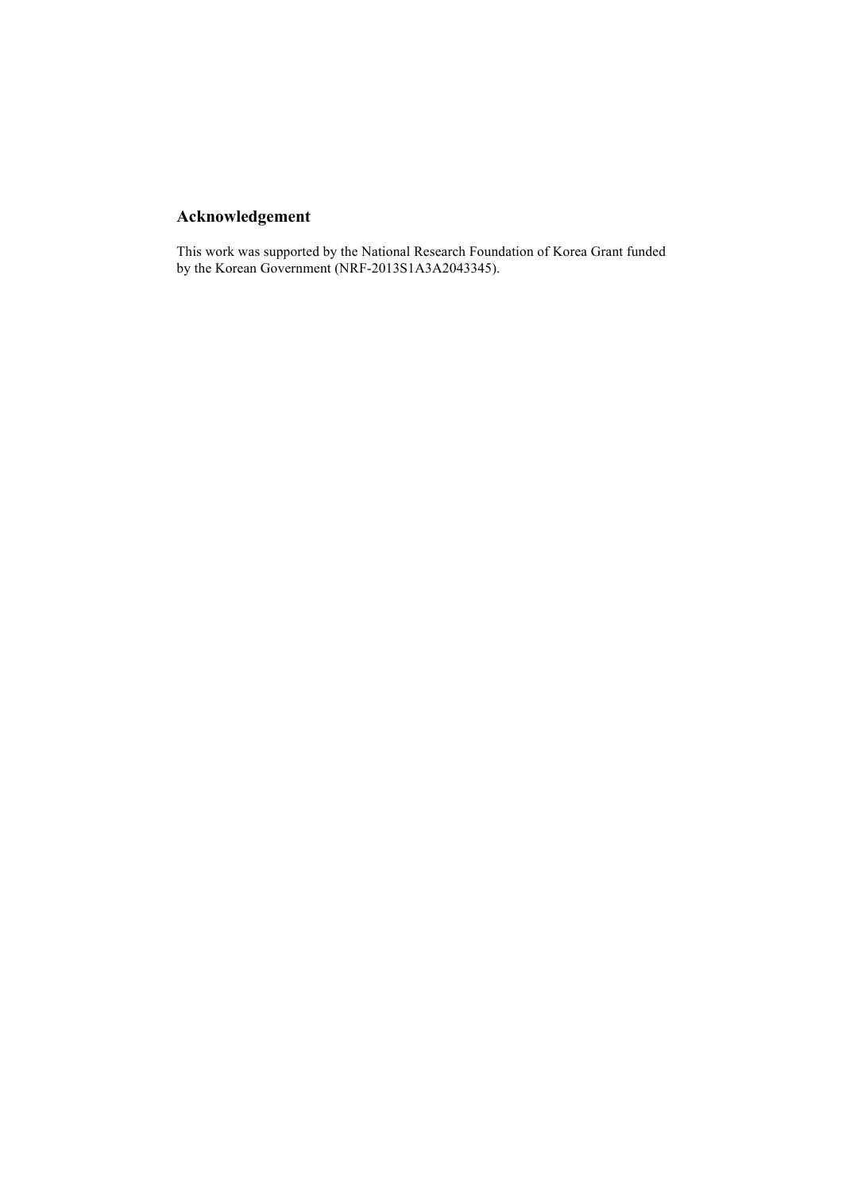## Acknowledgement

This work was supported by the National Research Foundation of Korea Grant funded by the Korean Government (NRF-2013S1A3A2043345).